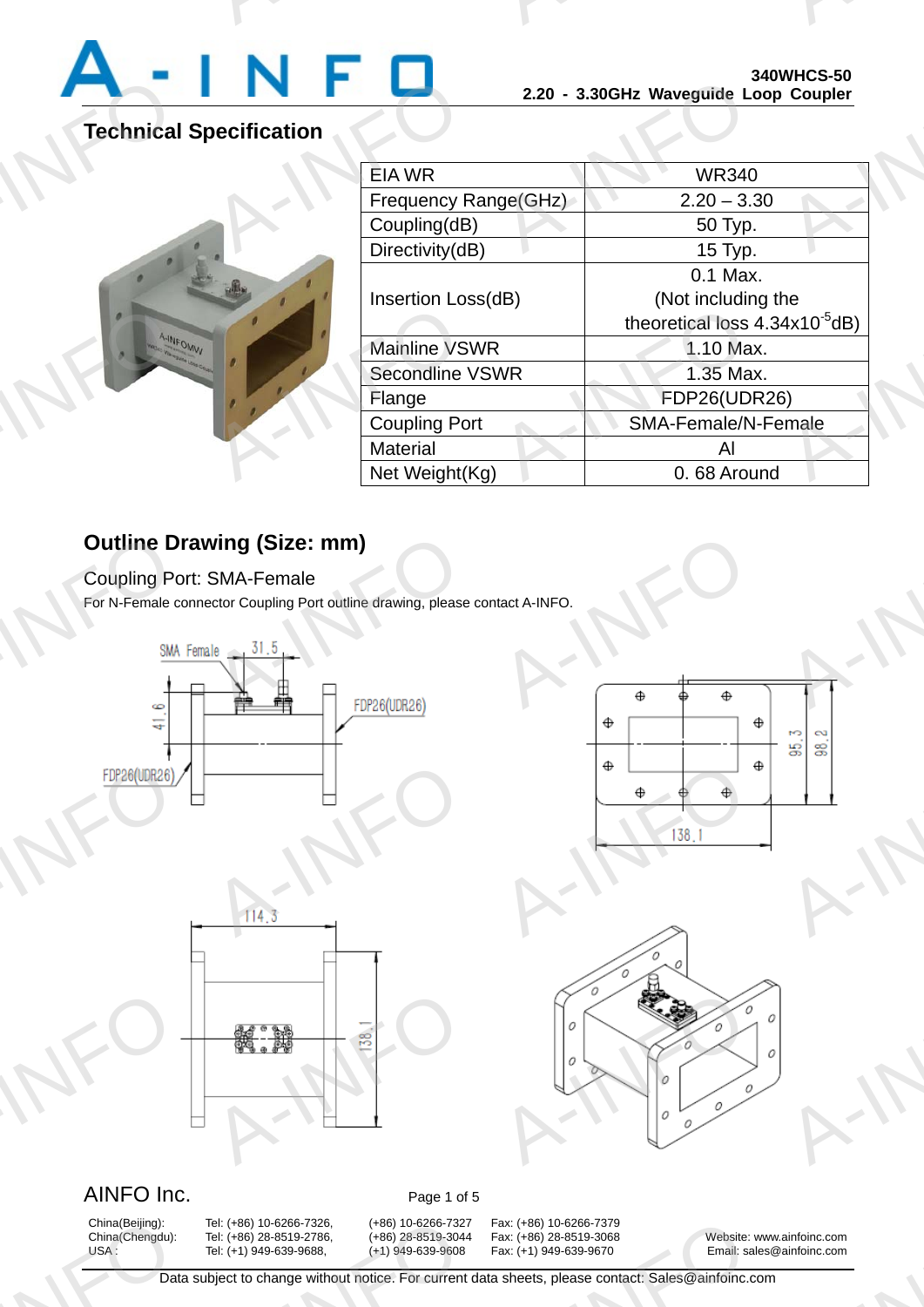# A-INFO

**340WHCS-50**
**2.20 - 3.30GHz Waveguide Loop Coupler**

## Technical Specification

| EIA WR | WR340 |
|---|---|
| Frequency Range(GHz) | 2.20 – 3.30 |
| Coupling(dB) | 50 Typ. |
| Directivity(dB) | 15 Typ. |
| Insertion Loss(dB) | 0.1 Max. (Not including the theoretical loss $4.34x10^{-5}$dB) |
| Mainline VSWR | 1.10 Max. |
| Secondline VSWR | 1.35 Max. |
| Flange | FDP26(UDR26) |
| Coupling Port | SMA-Female/N-Female |
| Material | Al |
| Net Weight(Kg) | 0. 68 Around |

## Outline Drawing (Size: mm)

Coupling Port: SMA-Female

For N-Female connector Coupling Port outline drawing, please contact A-INFO.

SMA Female 31.5 41.6 FDP26(UDR26) FDP26(UDR26)

95.3 98.2 138.1

114.3 138.1

AINFO Inc.

| China(Beijing): | Tel: (+86) 10-6266-7326, | (+86) 10-6266-7327 | Fax: (+86) 10-6266-7379 | |
|---|---|---|---|---|
| China(Chengdu): | Tel: (+86) 28-8519-2786, | (+86) 28-8519-3044 | Fax: (+86) 28-8519-3068 | Website: www.ainfoinc.com |
| USA : | Tel: (+1) 949-639-9688, | (+1) 949-639-9608 | Fax: (+1) 949-639-9670 | Email: sales@ainfoinc.com |

Data subject to change without notice. For current data sheets, please contact: Sales@ainfoinc.com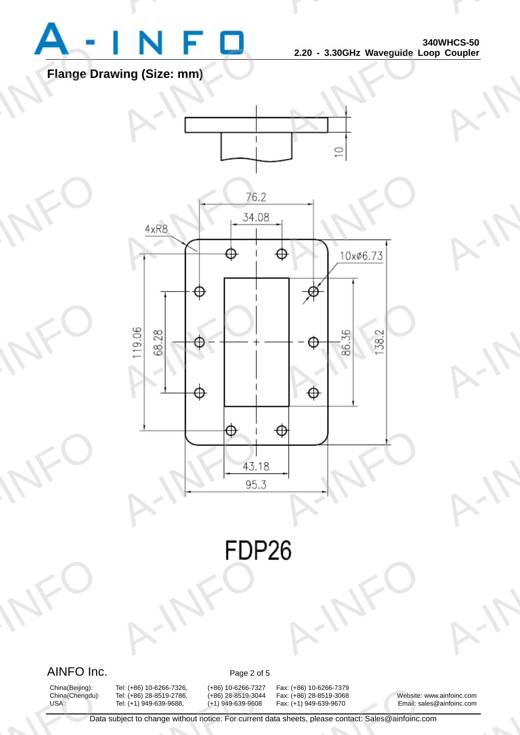## Flange Drawing (Size: mm)

10

76.2

34.08

4xR8

10xø6.73

119.06

68.28

86.36

138.2

43.18

95.3

FDP26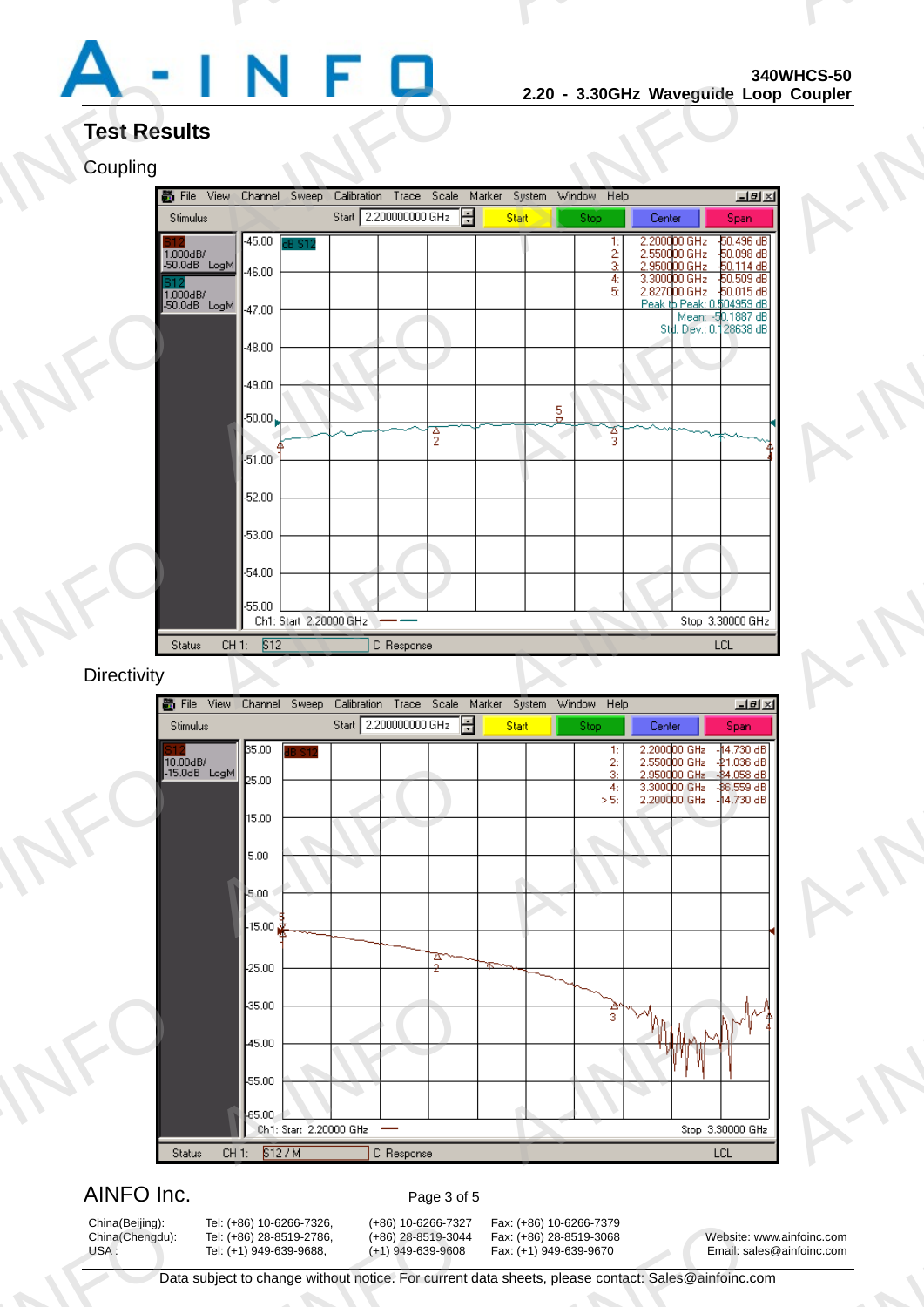# Test Results

## Coupling

## Directivity

AINFO Inc.

| | | | |
|---|---|---|---|
| China(Beijing): | Tel: (+86) 10-6266-7326, | (+86) 10-6266-7327 | Fax: (+86) 10-6266-7379 |
| China(Chengdu): | Tel: (+86) 28-8519-2786, | (+86) 28-8519-3044 | Fax: (+86) 28-8519-3068 |
| USA : | Tel: (+1) 949-639-9688, | (+1) 949-639-9608 | Fax: (+1) 949-639-9670 |

Website: www.ainfoinc.com
Email: sales@ainfoinc.com

Data subject to change without notice. For current data sheets, please contact: Sales@ainfoinc.com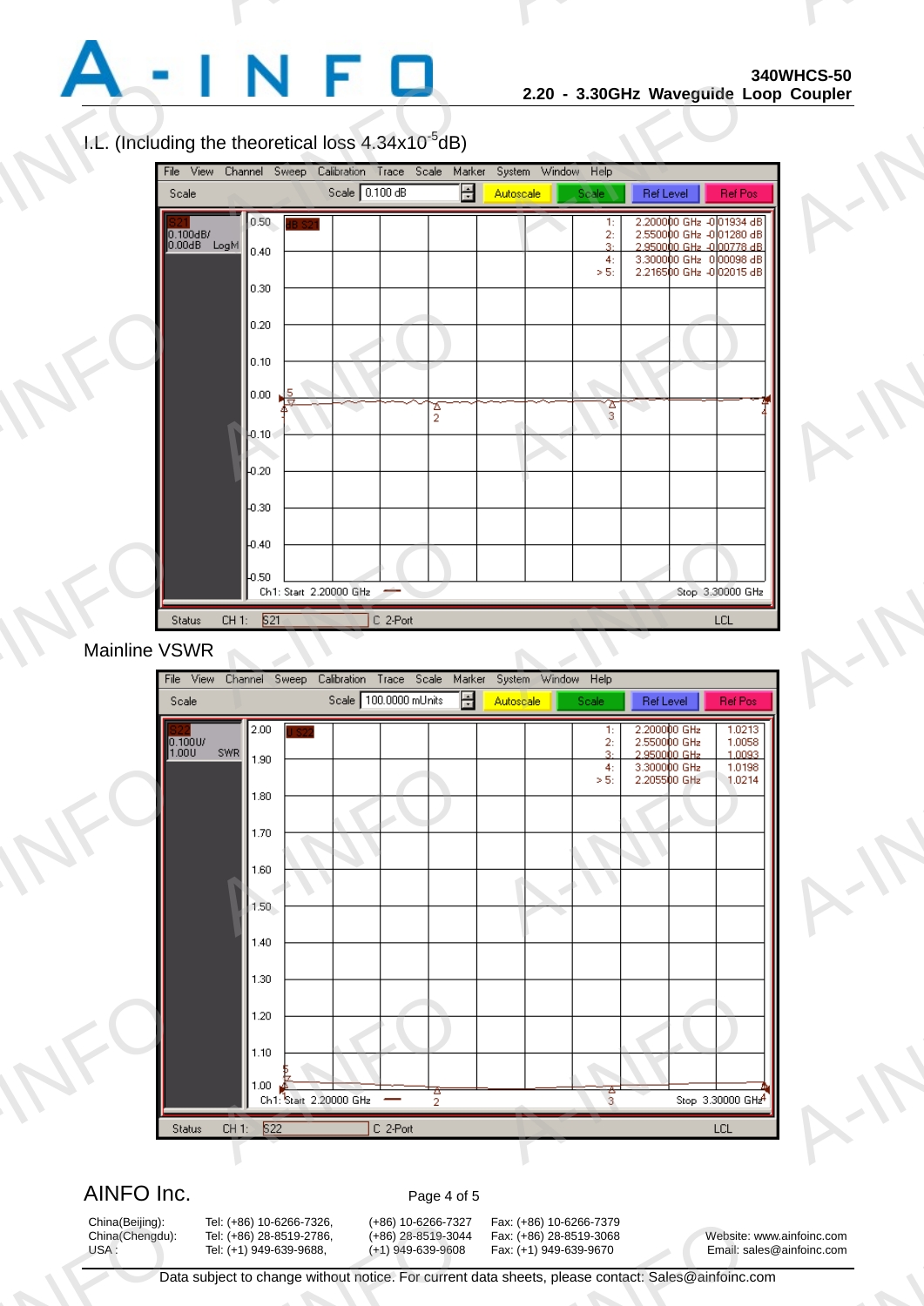I.L. (Including the theoretical loss $4.34x10^{-5}$dB)

File View Channel Sweep Calibration Trace Scale Marker System Window Help

Scale | Scale 0.100 dB | Autoscale | Scale | Ref Level | Ref Pos

S21 0.100dB/ 0.00dB LogM

dB S21

| Marker | Frequency | Value |
|---|---|---|
| 1: | 2.200000 GHz | -0.01934 dB |
| 2: | 2.550000 GHz | -0.01280 dB |
| 3: | 2.950000 GHz | -0.00778 dB |
| 4: | 3.300000 GHz | 0.00098 dB |
| > 5: | 2.216500 GHz | -0.02015 dB |

Ch1: Start 2.20000 GHz — Stop 3.30000 GHz

Status CH 1: S21 C 2-Port LCL

Mainline VSWR

File View Channel Sweep Calibration Trace Scale Marker System Window Help

Scale | Scale 100.0000 mUnits | Autoscale | Scale | Ref Level | Ref Pos

S22 0.100U/ 1.00U SWR

S22

| Marker | Frequency | Value |
|---|---|---|
| 1: | 2.200000 GHz | 1.0213 |
| 2: | 2.550000 GHz | 1.0058 |
| 3: | 2.950000 GHz | 1.0093 |
| 4: | 3.300000 GHz | 1.0198 |
| > 5: | 2.205500 GHz | 1.0214 |

Ch1: Start 2.20000 GHz — Stop 3.30000 GHz

Status CH 1: S22 C 2-Port LCL

AINFO Inc.

| | Tel | | Fax | |
|---|---|---|---|---|
| China(Beijing): | Tel: (+86) 10-6266-7326, | (+86) 10-6266-7327 | Fax: (+86) 10-6266-7379 | |
| China(Chengdu): | Tel: (+86) 28-8519-2786, | (+86) 28-8519-3044 | Fax: (+86) 28-8519-3068 | Website: www.ainfoinc.com |
| USA : | Tel: (+1) 949-639-9688, | (+1) 949-639-9608 | Fax: (+1) 949-639-9670 | Email: sales@ainfoinc.com |

Data subject to change without notice. For current data sheets, please contact: Sales@ainfoinc.com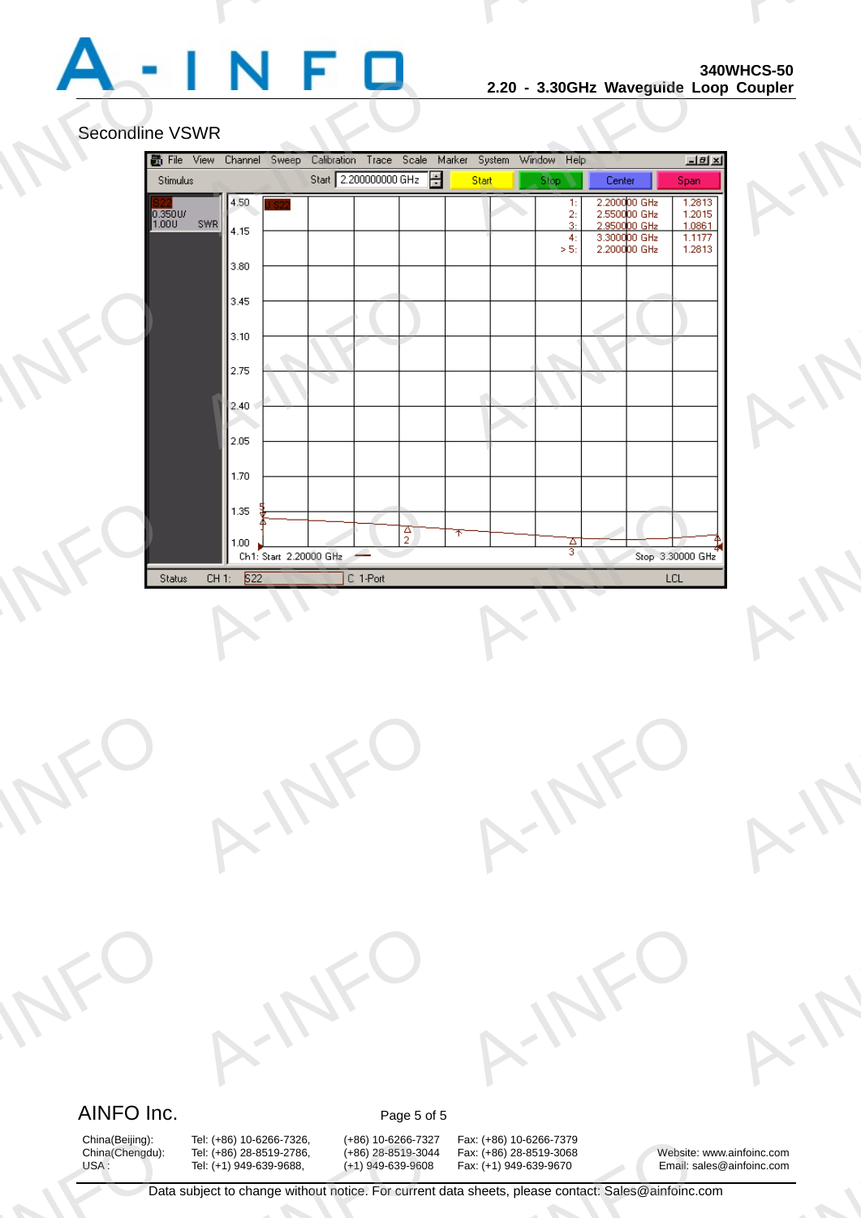## Secondline VSWR

File View Channel Sweep Calibration Trace Scale Marker System Window Help

Stimulus Start 2.200000000 GHz Start Stop Center Span

S22
0.350U/
1.00U SWR

4.50
4.15
3.80
3.45
3.10
2.75
2.40
2.05
1.70
1.35
1.00

1: 2.200000 GHz 1.2813
2: 2.550000 GHz 1.2015
3: 2.950000 GHz 1.0861
4: 3.300000 GHz 1.1177
> 5: 2.200000 GHz 1.2813

Ch1: Start 2.20000 GHz
Stop 3.30000 GHz

Status CH 1: S22 C 1-Port LCL